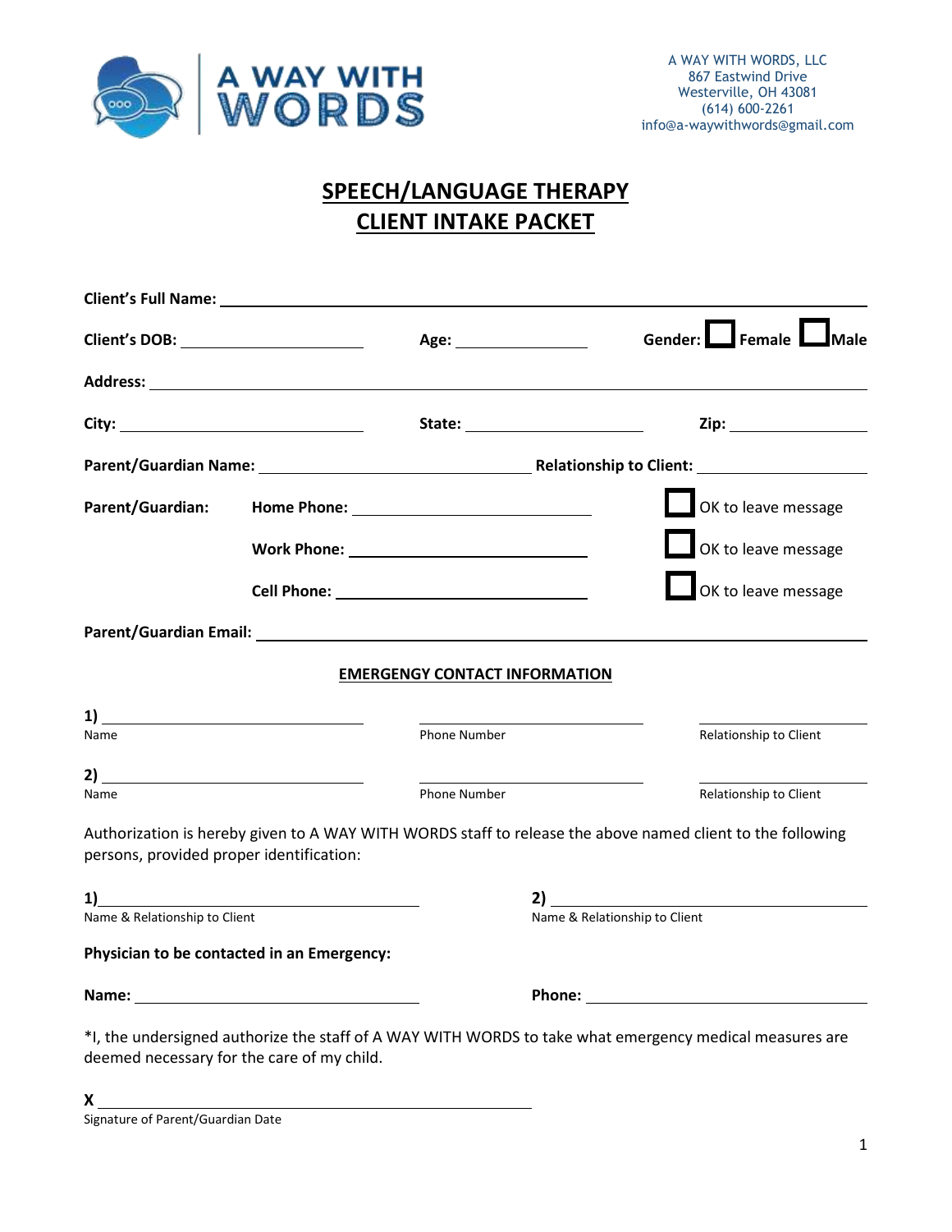A WAY WITH WORDS

A WAY WITH WORDS, LLC
867 Eastwind Drive
Westerville, OH 43081
(614) 600-2261
info@a-waywithwords@gmail.com

# SPEECH/LANGUAGE THERAPY
# CLIENT INTAKE PACKET

**Client's Full Name:** ______________________________________________

**Client's DOB:** ____________________ **Age:** ______________ **Gender:** ☐ Female ☐ Male

**Address:** ______________________________________________

**City:** ____________________ **State:** ____________________ **Zip:** ______________

**Parent/Guardian Name:** ____________________________ **Relationship to Client:** ________________

**Parent/Guardian:** **Home Phone:** ________________________ ☐ OK to leave message

**Work Phone:** ________________________ ☐ OK to leave message

**Cell Phone:** ________________________ ☐ OK to leave message

**Parent/Guardian Email:** ______________________________________________

## EMERGENGY CONTACT INFORMATION

1) ____________________ ____________________ ____________________
Name Phone Number Relationship to Client

2) ____________________ ____________________ ____________________
Name Phone Number Relationship to Client

Authorization is hereby given to A WAY WITH WORDS staff to release the above named client to the following persons, provided proper identification:

1) ______________________________ 2) ______________________________
Name & Relationship to Client Name & Relationship to Client

**Physician to be contacted in an Emergency:**

**Name:** ______________________________ **Phone:** ______________________________

*I, the undersigned authorize the staff of A WAY WITH WORDS to take what emergency medical measures are deemed necessary for the care of my child.

**X** ______________________________________________
Signature of Parent/Guardian Date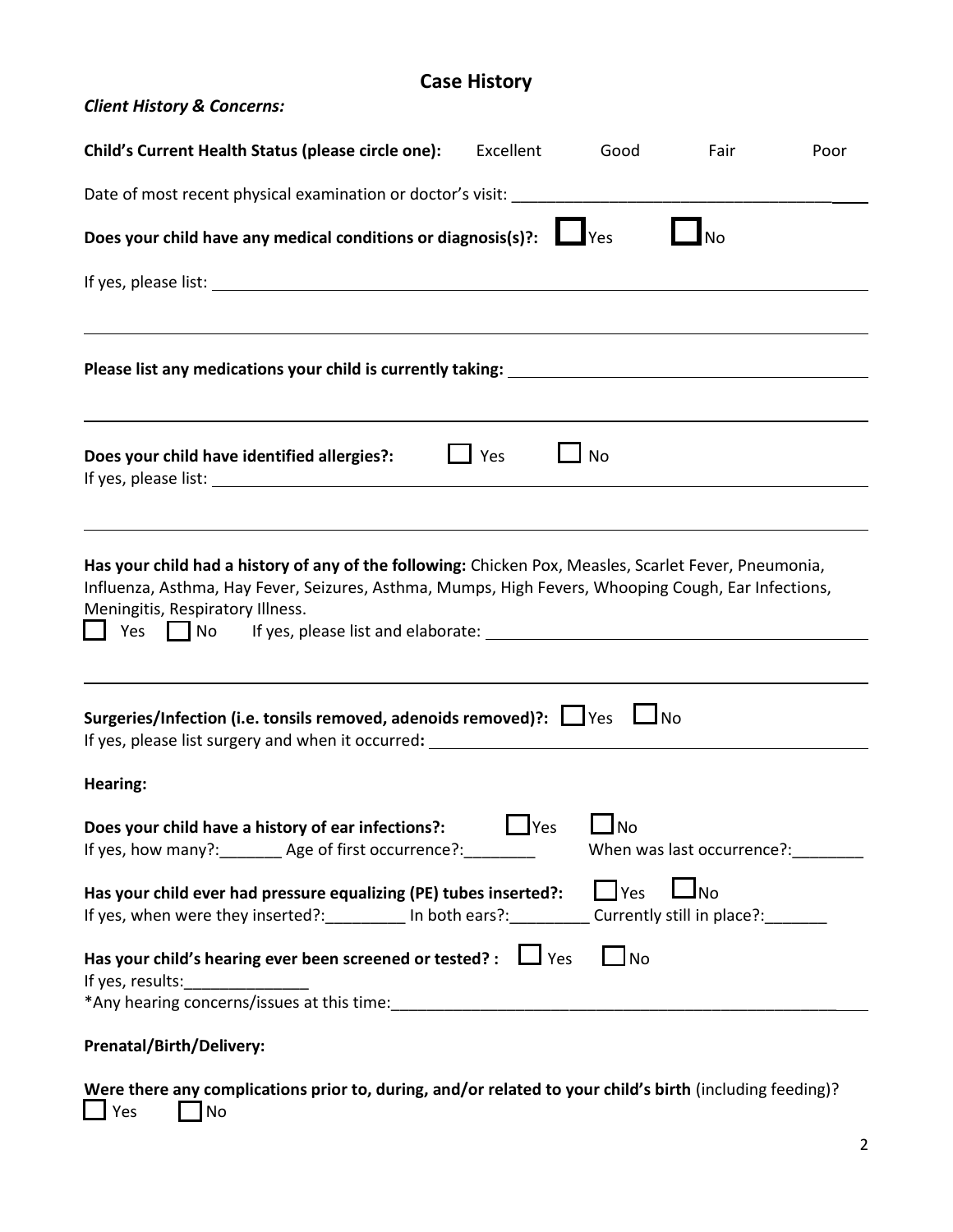# Case History

***Client History & Concerns:***

**Child's Current Health Status (please circle one):** Excellent Good Fair Poor

Date of most recent physical examination or doctor's visit: ________________________________________

**Does your child have any medical conditions or diagnosis(s)?:** ☐ Yes ☐ No

If yes, please list: ________________________________________

________________________________________

**Please list any medications your child is currently taking:** ________________________________________

________________________________________

**Does your child have identified allergies?:** ☐ Yes ☐ No

If yes, please list: ________________________________________

________________________________________

**Has your child had a history of any of the following:** Chicken Pox, Measles, Scarlet Fever, Pneumonia, Influenza, Asthma, Hay Fever, Seizures, Asthma, Mumps, High Fevers, Whooping Cough, Ear Infections, Meningitis, Respiratory Illness.

☐ Yes ☐ No If yes, please list and elaborate: ________________________________________

________________________________________

**Surgeries/Infection (i.e. tonsils removed, adenoids removed)?:** ☐ Yes ☐ No

If yes, please list surgery and when it occurred**:** ________________________________________

**Hearing:**

**Does your child have a history of ear infections?:** ☐ Yes ☐ No

If yes, how many?:_______ Age of first occurrence?:________ When was last occurrence?:________

**Has your child ever had pressure equalizing (PE) tubes inserted?:** ☐ Yes ☐ No

If yes, when were they inserted?:_________ In both ears?:_________ Currently still in place?:_______

**Has your child's hearing ever been screened or tested? :** ☐ Yes ☐ No

If yes, results:______________

*Any hearing concerns/issues at this time:________________________________________

**Prenatal/Birth/Delivery:**

**Were there any complications prior to, during, and/or related to your child's birth** (including feeding)?

☐ Yes ☐ No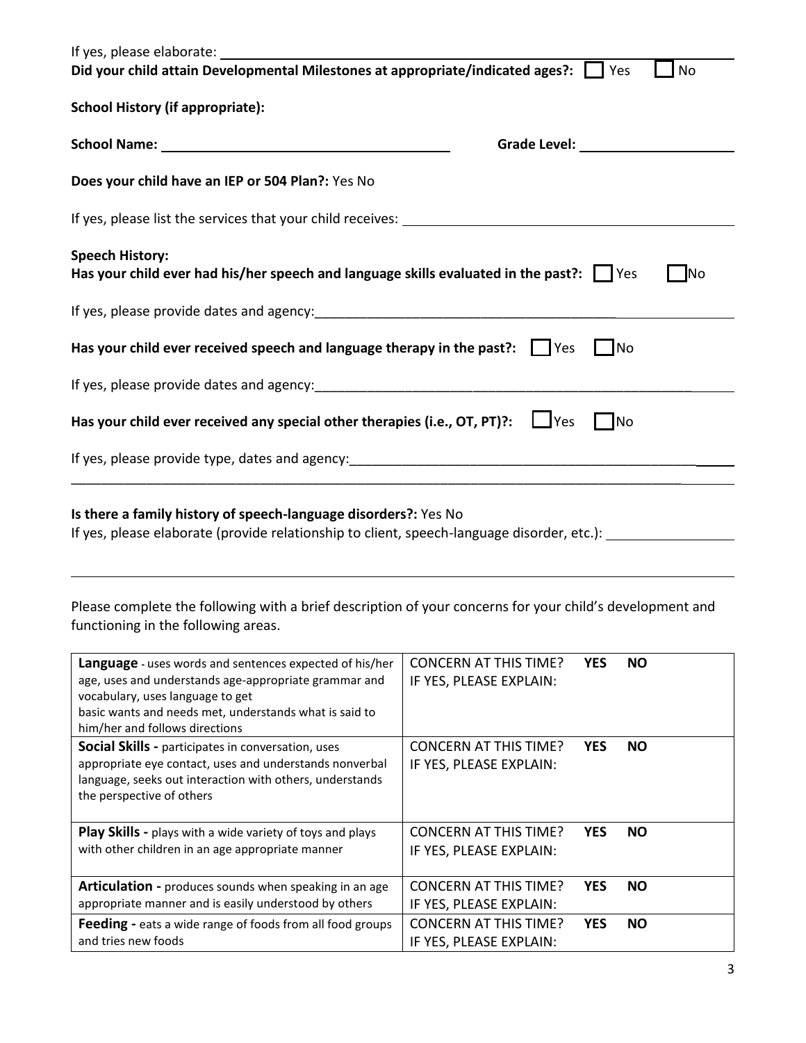If yes, please elaborate: ____________________

**Did your child attain Developmental Milestones at appropriate/indicated ages?:** ☐ Yes ☐ No

**School History (if appropriate):**

**School Name:** ____________________ **Grade Level:** ____________________

**Does your child have an IEP or 504 Plan?:** Yes No

If yes, please list the services that your child receives: ____________________

**Speech History:**
**Has your child ever had his/her speech and language skills evaluated in the past?:** ☐ Yes ☐ No

If yes, please provide dates and agency: ____________________

**Has your child ever received speech and language therapy in the past?:** ☐ Yes ☐ No

If yes, please provide dates and agency: ____________________

**Has your child ever received any special other therapies (i.e., OT, PT)?:** ☐ Yes ☐ No

If yes, please provide type, dates and agency: ____________________

____________________

**Is there a family history of speech-language disorders?:** Yes No
If yes, please elaborate (provide relationship to client, speech-language disorder, etc.): ____________________

____________________

Please complete the following with a brief description of your concerns for your child's development and functioning in the following areas.

| Area | Concern |
|---|---|
| **Language** - uses words and sentences expected of his/her age, uses and understands age-appropriate grammar and vocabulary, uses language to get basic wants and needs met, understands what is said to him/her and follows directions | CONCERN AT THIS TIME? **YES** **NO**<br>IF YES, PLEASE EXPLAIN: |
| **Social Skills -** participates in conversation, uses appropriate eye contact, uses and understands nonverbal language, seeks out interaction with others, understands the perspective of others | CONCERN AT THIS TIME? **YES** **NO**<br>IF YES, PLEASE EXPLAIN: |
| **Play Skills -** plays with a wide variety of toys and plays with other children in an age appropriate manner | CONCERN AT THIS TIME? **YES** **NO**<br>IF YES, PLEASE EXPLAIN: |
| **Articulation -** produces sounds when speaking in an age appropriate manner and is easily understood by others | CONCERN AT THIS TIME? **YES** **NO**<br>IF YES, PLEASE EXPLAIN: |
| **Feeding -** eats a wide range of foods from all food groups and tries new foods | CONCERN AT THIS TIME? **YES** **NO**<br>IF YES, PLEASE EXPLAIN: |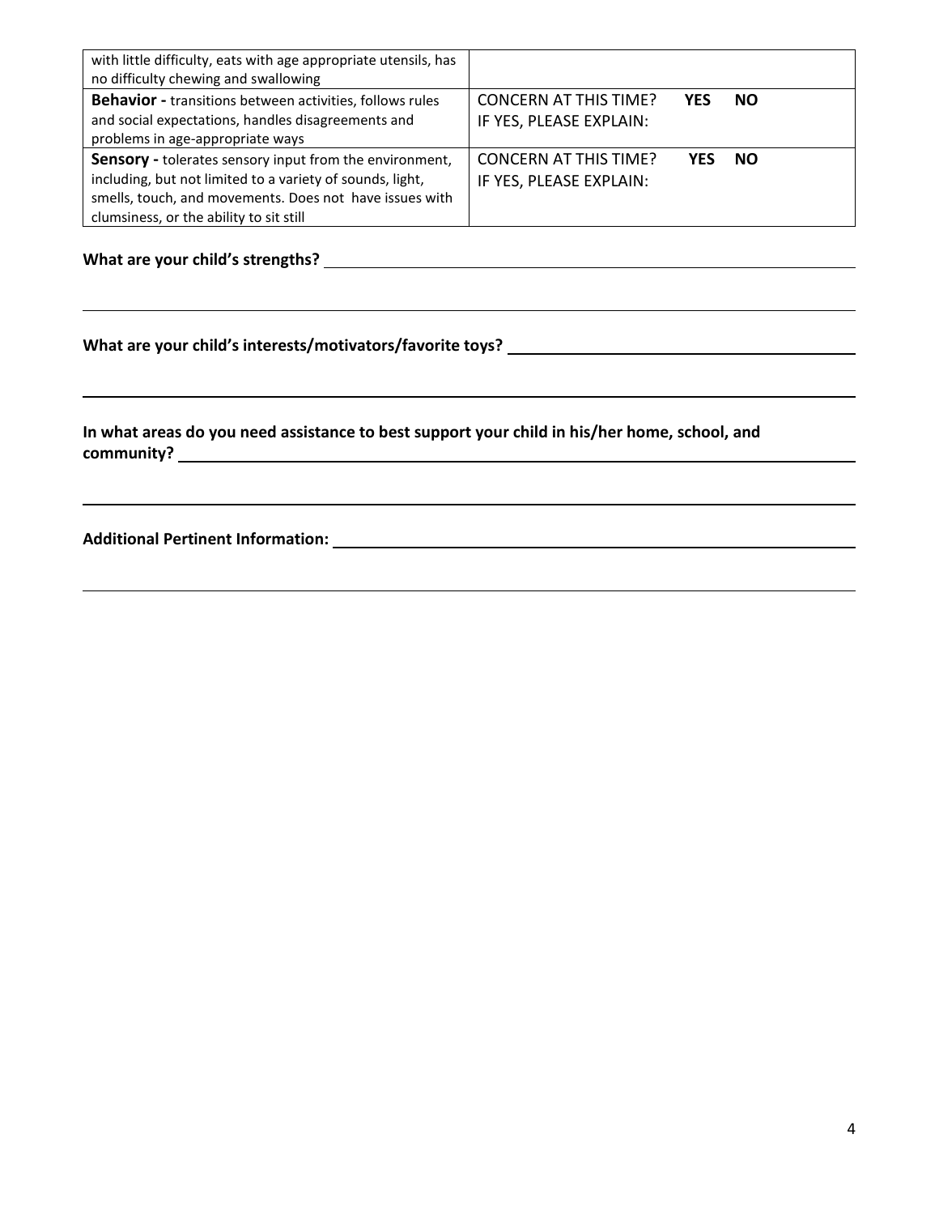| | |
|---|---|
| with little difficulty, eats with age appropriate utensils, has no difficulty chewing and swallowing | |
| **Behavior -** transitions between activities, follows rules and social expectations, handles disagreements and problems in age-appropriate ways | CONCERN AT THIS TIME? **YES** **NO**<br>IF YES, PLEASE EXPLAIN: |
| **Sensory -** tolerates sensory input from the environment, including, but not limited to a variety of sounds, light, smells, touch, and movements. Does not have issues with clumsiness, or the ability to sit still | CONCERN AT THIS TIME? **YES** **NO**<br>IF YES, PLEASE EXPLAIN: |

**What are your child's strengths?** ______________________________________________

______________________________________________

**What are your child's interests/motivators/favorite toys?** ______________________________________________

______________________________________________

**In what areas do you need assistance to best support your child in his/her home, school, and community?** ______________________________________________

______________________________________________

**Additional Pertinent Information:** ______________________________________________

______________________________________________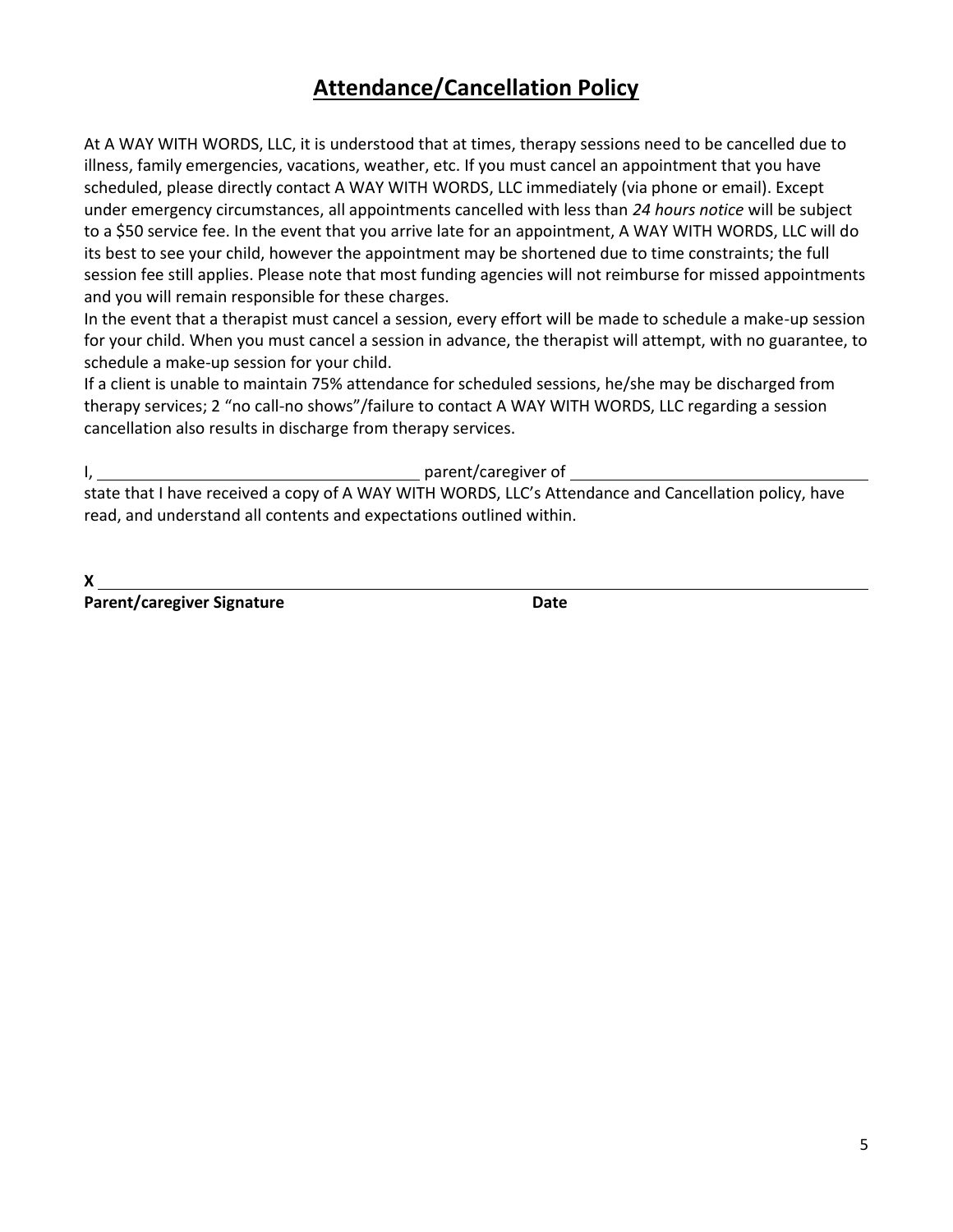# Attendance/Cancellation Policy

At A WAY WITH WORDS, LLC, it is understood that at times, therapy sessions need to be cancelled due to illness, family emergencies, vacations, weather, etc. If you must cancel an appointment that you have scheduled, please directly contact A WAY WITH WORDS, LLC immediately (via phone or email). Except under emergency circumstances, all appointments cancelled with less than *24 hours notice* will be subject to a $50 service fee. In the event that you arrive late for an appointment, A WAY WITH WORDS, LLC will do its best to see your child, however the appointment may be shortened due to time constraints; the full session fee still applies. Please note that most funding agencies will not reimburse for missed appointments and you will remain responsible for these charges.

In the event that a therapist must cancel a session, every effort will be made to schedule a make-up session for your child. When you must cancel a session in advance, the therapist will attempt, with no guarantee, to schedule a make-up session for your child.

If a client is unable to maintain 75% attendance for scheduled sessions, he/she may be discharged from therapy services; 2 "no call-no shows"/failure to contact A WAY WITH WORDS, LLC regarding a session cancellation also results in discharge from therapy services.

I, ______________________________ parent/caregiver of ______________________________ state that I have received a copy of A WAY WITH WORDS, LLC's Attendance and Cancellation policy, have read, and understand all contents and expectations outlined within.

**X** ________________________________________________________________

**Parent/caregiver Signature** **Date**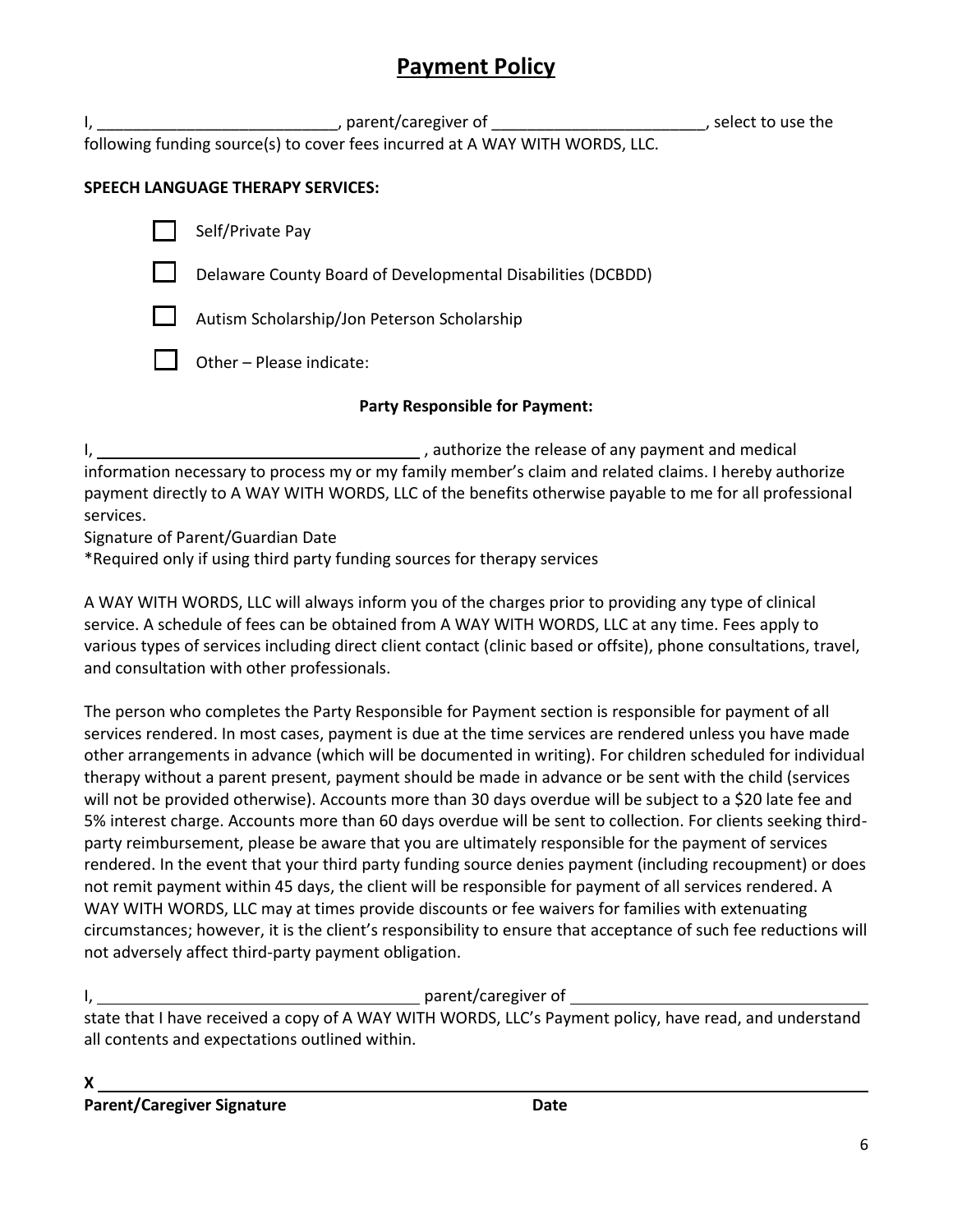# Payment Policy

I, ___________________________, parent/caregiver of ________________________, select to use the following funding source(s) to cover fees incurred at A WAY WITH WORDS, LLC.

**SPEECH LANGUAGE THERAPY SERVICES:**

- ☐ Self/Private Pay
- ☐ Delaware County Board of Developmental Disabilities (DCBDD)
- ☐ Autism Scholarship/Jon Peterson Scholarship
- ☐ Other – Please indicate:

**Party Responsible for Payment:**

I, ____________________________________ , authorize the release of any payment and medical information necessary to process my or my family member's claim and related claims. I hereby authorize payment directly to A WAY WITH WORDS, LLC of the benefits otherwise payable to me for all professional services.

Signature of Parent/Guardian Date

*Required only if using third party funding sources for therapy services

A WAY WITH WORDS, LLC will always inform you of the charges prior to providing any type of clinical service. A schedule of fees can be obtained from A WAY WITH WORDS, LLC at any time. Fees apply to various types of services including direct client contact (clinic based or offsite), phone consultations, travel, and consultation with other professionals.

The person who completes the Party Responsible for Payment section is responsible for payment of all services rendered. In most cases, payment is due at the time services are rendered unless you have made other arrangements in advance (which will be documented in writing). For children scheduled for individual therapy without a parent present, payment should be made in advance or be sent with the child (services will not be provided otherwise). Accounts more than 30 days overdue will be subject to a $20 late fee and 5% interest charge. Accounts more than 60 days overdue will be sent to collection. For clients seeking third-party reimbursement, please be aware that you are ultimately responsible for the payment of services rendered. In the event that your third party funding source denies payment (including recoupment) or does not remit payment within 45 days, the client will be responsible for payment of all services rendered. A WAY WITH WORDS, LLC may at times provide discounts or fee waivers for families with extenuating circumstances; however, it is the client's responsibility to ensure that acceptance of such fee reductions will not adversely affect third-party payment obligation.

I, ____________________________________ parent/caregiver of ____________________________________ state that I have received a copy of A WAY WITH WORDS, LLC's Payment policy, have read, and understand all contents and expectations outlined within.

**X** ______________________________________________________________________________

**Parent/Caregiver Signature** **Date**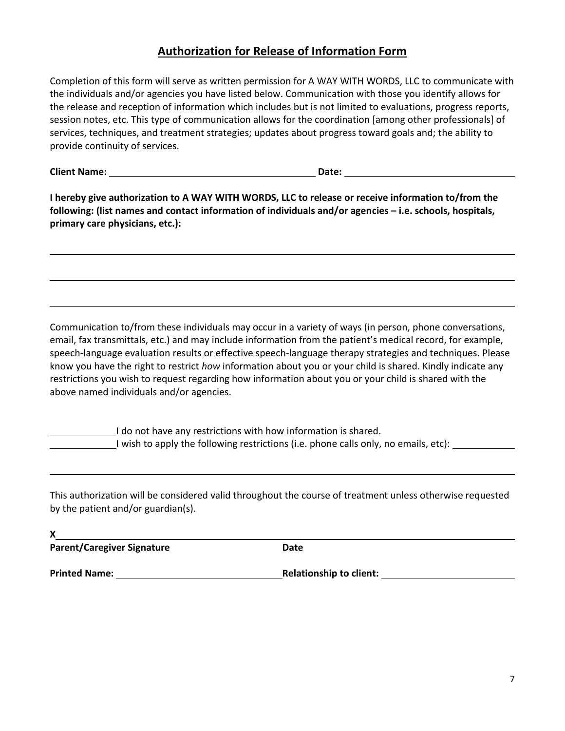## Authorization for Release of Information Form

Completion of this form will serve as written permission for A WAY WITH WORDS, LLC to communicate with the individuals and/or agencies you have listed below. Communication with those you identify allows for the release and reception of information which includes but is not limited to evaluations, progress reports, session notes, etc. This type of communication allows for the coordination [among other professionals] of services, techniques, and treatment strategies; updates about progress toward goals and; the ability to provide continuity of services.

**Client Name:** ______________________________ **Date:** ______________________

**I hereby give authorization to A WAY WITH WORDS, LLC to release or receive information to/from the following: (list names and contact information of individuals and/or agencies – i.e. schools, hospitals, primary care physicians, etc.):**

______________________________________________________________________________

______________________________________________________________________________

______________________________________________________________________________

Communication to/from these individuals may occur in a variety of ways (in person, phone conversations, email, fax transmittals, etc.) and may include information from the patient's medical record, for example, speech-language evaluation results or effective speech-language therapy strategies and techniques. Please know you have the right to restrict *how* information about you or your child is shared. Kindly indicate any restrictions you wish to request regarding how information about you or your child is shared with the above named individuals and/or agencies.

__________ I do not have any restrictions with how information is shared.
__________ I wish to apply the following restrictions (i.e. phone calls only, no emails, etc): __________

______________________________________________________________________________

This authorization will be considered valid throughout the course of treatment unless otherwise requested by the patient and/or guardian(s).

**X**______________________________________________________________________

**Parent/Caregiver Signature** **Date**

**Printed Name:** ______________________ **Relationship to client:** ______________________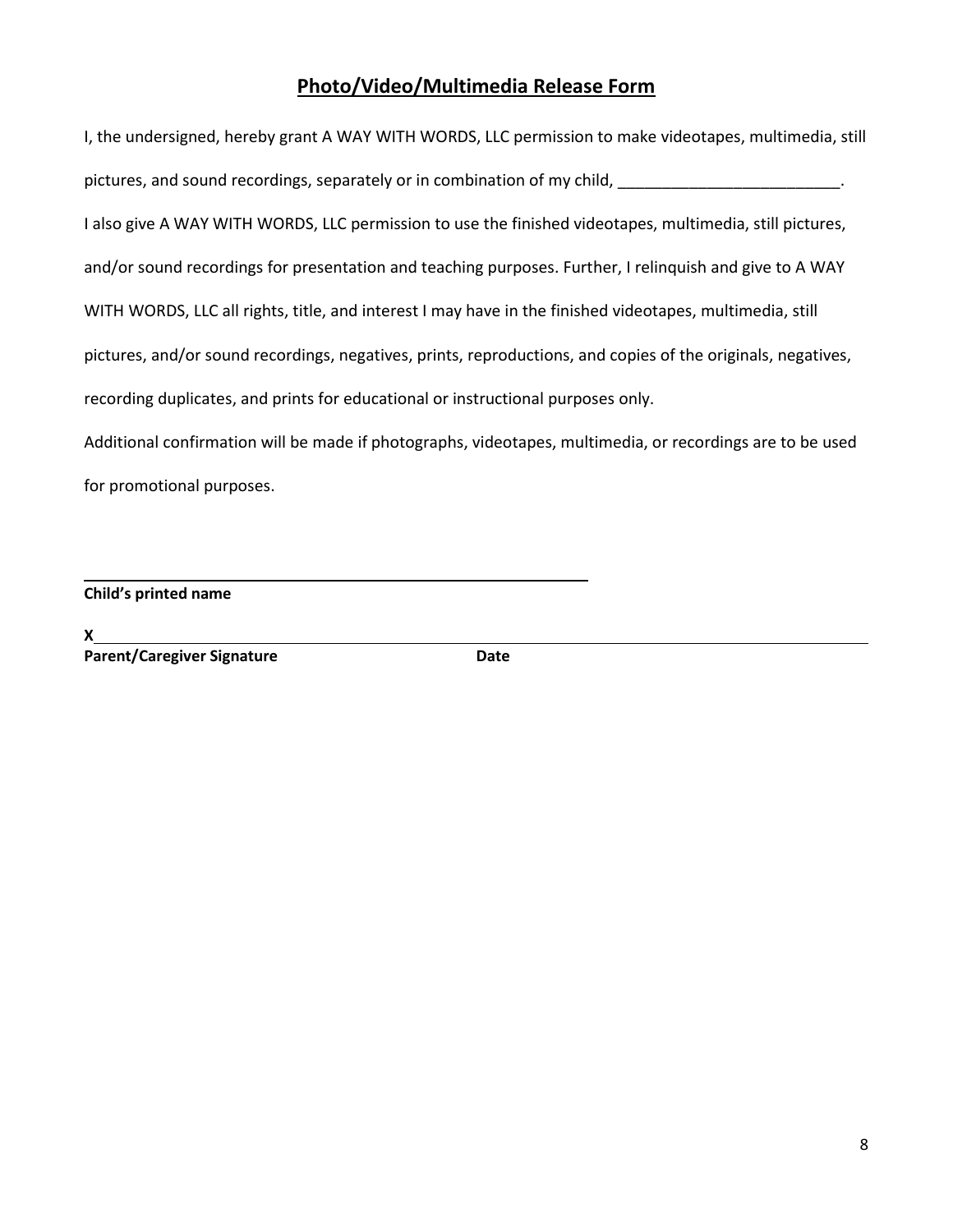# Photo/Video/Multimedia Release Form

I, the undersigned, hereby grant A WAY WITH WORDS, LLC permission to make videotapes, multimedia, still pictures, and sound recordings, separately or in combination of my child, _________________________.

I also give A WAY WITH WORDS, LLC permission to use the finished videotapes, multimedia, still pictures, and/or sound recordings for presentation and teaching purposes. Further, I relinquish and give to A WAY WITH WORDS, LLC all rights, title, and interest I may have in the finished videotapes, multimedia, still pictures, and/or sound recordings, negatives, prints, reproductions, and copies of the originals, negatives, recording duplicates, and prints for educational or instructional purposes only.

Additional confirmation will be made if photographs, videotapes, multimedia, or recordings are to be used for promotional purposes.

_______________________________________________

**Child's printed name**

**X**_______________________________________________

**Parent/Caregiver Signature** **Date**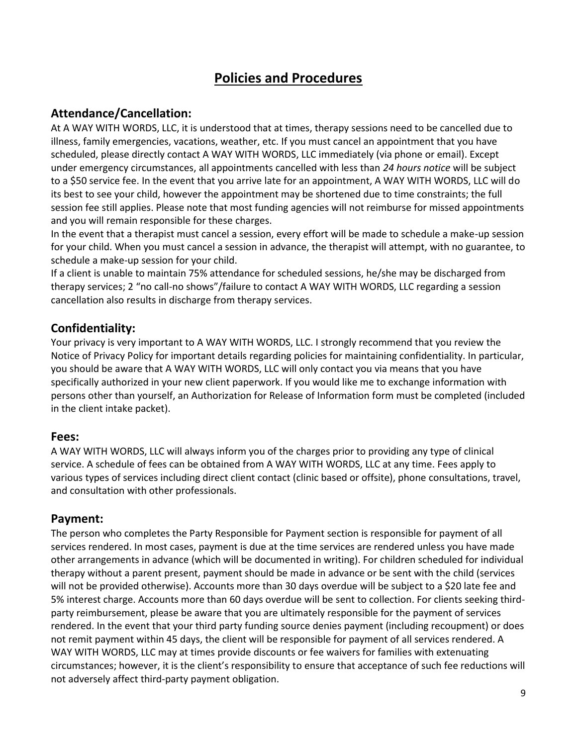# Policies and Procedures

## Attendance/Cancellation:

At A WAY WITH WORDS, LLC, it is understood that at times, therapy sessions need to be cancelled due to illness, family emergencies, vacations, weather, etc. If you must cancel an appointment that you have scheduled, please directly contact A WAY WITH WORDS, LLC immediately (via phone or email). Except under emergency circumstances, all appointments cancelled with less than *24 hours notice* will be subject to a $50 service fee. In the event that you arrive late for an appointment, A WAY WITH WORDS, LLC will do its best to see your child, however the appointment may be shortened due to time constraints; the full session fee still applies. Please note that most funding agencies will not reimburse for missed appointments and you will remain responsible for these charges.

In the event that a therapist must cancel a session, every effort will be made to schedule a make-up session for your child. When you must cancel a session in advance, the therapist will attempt, with no guarantee, to schedule a make-up session for your child.

If a client is unable to maintain 75% attendance for scheduled sessions, he/she may be discharged from therapy services; 2 "no call-no shows"/failure to contact A WAY WITH WORDS, LLC regarding a session cancellation also results in discharge from therapy services.

## Confidentiality:

Your privacy is very important to A WAY WITH WORDS, LLC. I strongly recommend that you review the Notice of Privacy Policy for important details regarding policies for maintaining confidentiality. In particular, you should be aware that A WAY WITH WORDS, LLC will only contact you via means that you have specifically authorized in your new client paperwork. If you would like me to exchange information with persons other than yourself, an Authorization for Release of Information form must be completed (included in the client intake packet).

## Fees:

A WAY WITH WORDS, LLC will always inform you of the charges prior to providing any type of clinical service. A schedule of fees can be obtained from A WAY WITH WORDS, LLC at any time. Fees apply to various types of services including direct client contact (clinic based or offsite), phone consultations, travel, and consultation with other professionals.

## Payment:

The person who completes the Party Responsible for Payment section is responsible for payment of all services rendered. In most cases, payment is due at the time services are rendered unless you have made other arrangements in advance (which will be documented in writing). For children scheduled for individual therapy without a parent present, payment should be made in advance or be sent with the child (services will not be provided otherwise). Accounts more than 30 days overdue will be subject to a $20 late fee and 5% interest charge. Accounts more than 60 days overdue will be sent to collection. For clients seeking third-party reimbursement, please be aware that you are ultimately responsible for the payment of services rendered. In the event that your third party funding source denies payment (including recoupment) or does not remit payment within 45 days, the client will be responsible for payment of all services rendered. A WAY WITH WORDS, LLC may at times provide discounts or fee waivers for families with extenuating circumstances; however, it is the client's responsibility to ensure that acceptance of such fee reductions will not adversely affect third-party payment obligation.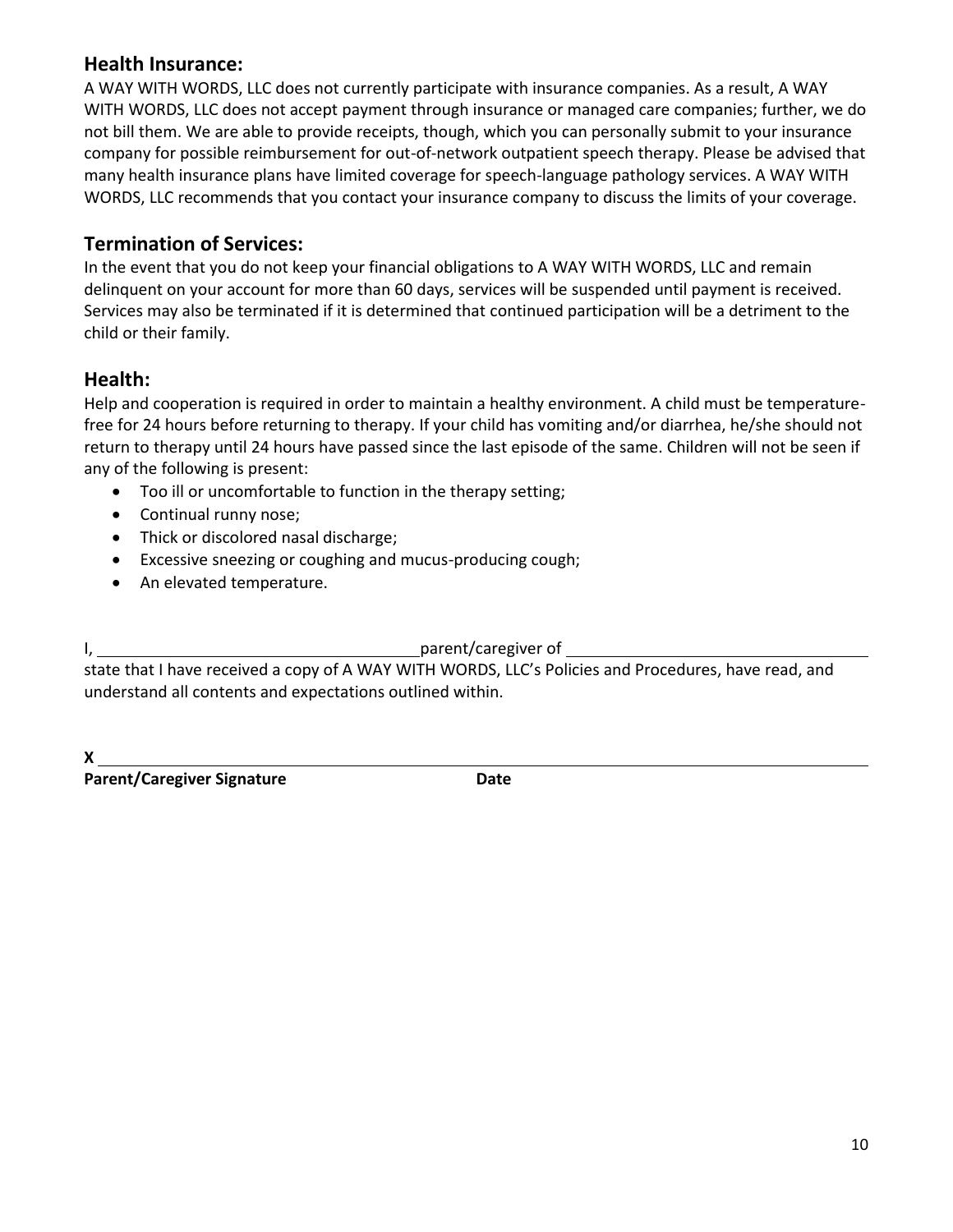## Health Insurance:

A WAY WITH WORDS, LLC does not currently participate with insurance companies. As a result, A WAY WITH WORDS, LLC does not accept payment through insurance or managed care companies; further, we do not bill them. We are able to provide receipts, though, which you can personally submit to your insurance company for possible reimbursement for out-of-network outpatient speech therapy. Please be advised that many health insurance plans have limited coverage for speech-language pathology services. A WAY WITH WORDS, LLC recommends that you contact your insurance company to discuss the limits of your coverage.

## Termination of Services:

In the event that you do not keep your financial obligations to A WAY WITH WORDS, LLC and remain delinquent on your account for more than 60 days, services will be suspended until payment is received. Services may also be terminated if it is determined that continued participation will be a detriment to the child or their family.

## Health:

Help and cooperation is required in order to maintain a healthy environment. A child must be temperature-free for 24 hours before returning to therapy. If your child has vomiting and/or diarrhea, he/she should not return to therapy until 24 hours have passed since the last episode of the same. Children will not be seen if any of the following is present:

- Too ill or uncomfortable to function in the therapy setting;
- Continual runny nose;
- Thick or discolored nasal discharge;
- Excessive sneezing or coughing and mucus-producing cough;
- An elevated temperature.

I, ______________________________ parent/caregiver of ______________________________ state that I have received a copy of A WAY WITH WORDS, LLC's Policies and Procedures, have read, and understand all contents and expectations outlined within.

**X** ____________________________________________________________

**Parent/Caregiver Signature** **Date**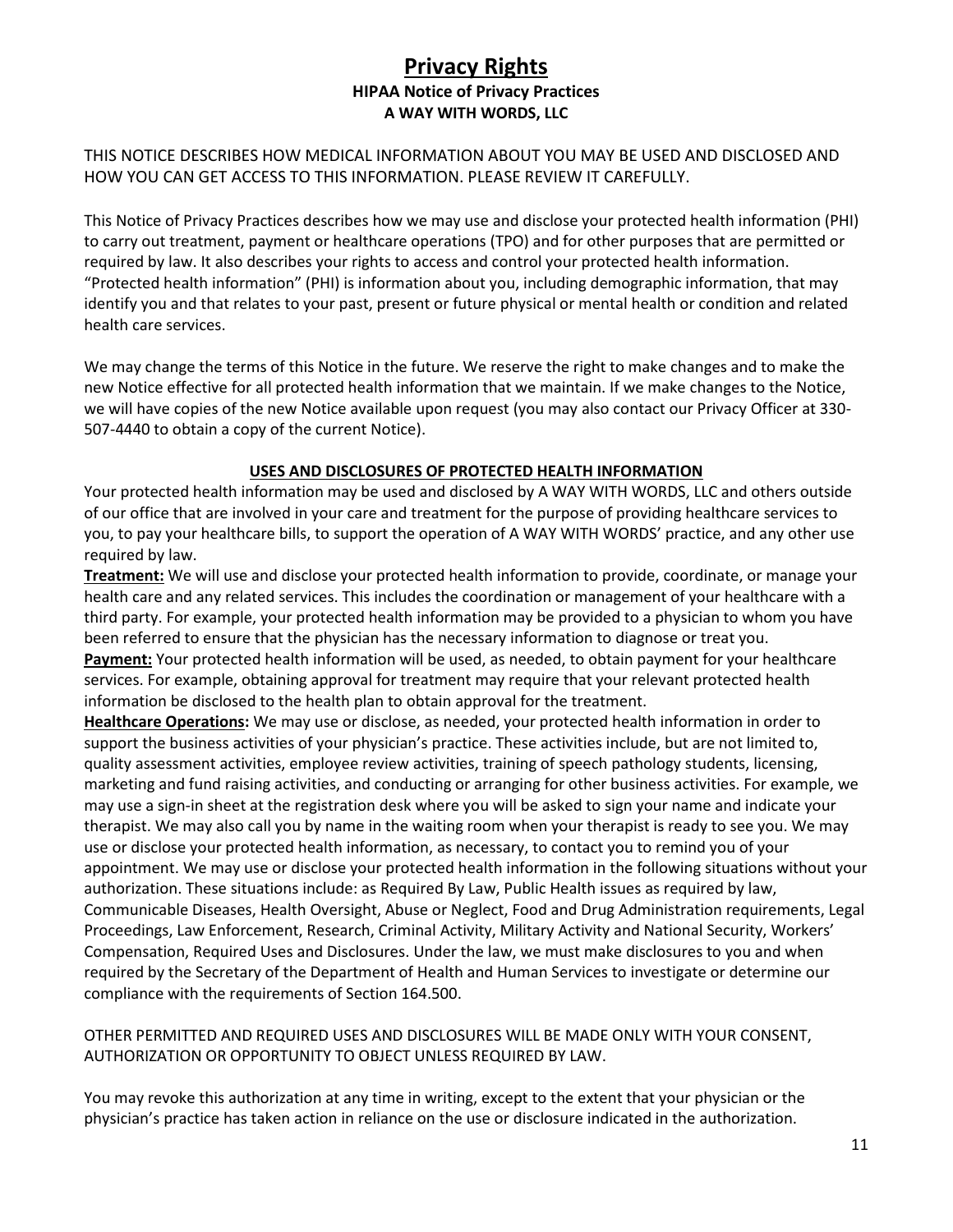# Privacy Rights

### HIPAA Notice of Privacy Practices

### A WAY WITH WORDS, LLC

THIS NOTICE DESCRIBES HOW MEDICAL INFORMATION ABOUT YOU MAY BE USED AND DISCLOSED AND HOW YOU CAN GET ACCESS TO THIS INFORMATION. PLEASE REVIEW IT CAREFULLY.

This Notice of Privacy Practices describes how we may use and disclose your protected health information (PHI) to carry out treatment, payment or healthcare operations (TPO) and for other purposes that are permitted or required by law. It also describes your rights to access and control your protected health information. "Protected health information" (PHI) is information about you, including demographic information, that may identify you and that relates to your past, present or future physical or mental health or condition and related health care services.

We may change the terms of this Notice in the future. We reserve the right to make changes and to make the new Notice effective for all protected health information that we maintain. If we make changes to the Notice, we will have copies of the new Notice available upon request (you may also contact our Privacy Officer at 330-507-4440 to obtain a copy of the current Notice).

## USES AND DISCLOSURES OF PROTECTED HEALTH INFORMATION

Your protected health information may be used and disclosed by A WAY WITH WORDS, LLC and others outside of our office that are involved in your care and treatment for the purpose of providing healthcare services to you, to pay your healthcare bills, to support the operation of A WAY WITH WORDS' practice, and any other use required by law.

**Treatment:** We will use and disclose your protected health information to provide, coordinate, or manage your health care and any related services. This includes the coordination or management of your healthcare with a third party. For example, your protected health information may be provided to a physician to whom you have been referred to ensure that the physician has the necessary information to diagnose or treat you.

**Payment:** Your protected health information will be used, as needed, to obtain payment for your healthcare services. For example, obtaining approval for treatment may require that your relevant protected health information be disclosed to the health plan to obtain approval for the treatment.

**Healthcare Operations:** We may use or disclose, as needed, your protected health information in order to support the business activities of your physician's practice. These activities include, but are not limited to, quality assessment activities, employee review activities, training of speech pathology students, licensing, marketing and fund raising activities, and conducting or arranging for other business activities. For example, we may use a sign-in sheet at the registration desk where you will be asked to sign your name and indicate your therapist. We may also call you by name in the waiting room when your therapist is ready to see you. We may use or disclose your protected health information, as necessary, to contact you to remind you of your appointment. We may use or disclose your protected health information in the following situations without your authorization. These situations include: as Required By Law, Public Health issues as required by law, Communicable Diseases, Health Oversight, Abuse or Neglect, Food and Drug Administration requirements, Legal Proceedings, Law Enforcement, Research, Criminal Activity, Military Activity and National Security, Workers' Compensation, Required Uses and Disclosures. Under the law, we must make disclosures to you and when required by the Secretary of the Department of Health and Human Services to investigate or determine our compliance with the requirements of Section 164.500.

OTHER PERMITTED AND REQUIRED USES AND DISCLOSURES WILL BE MADE ONLY WITH YOUR CONSENT, AUTHORIZATION OR OPPORTUNITY TO OBJECT UNLESS REQUIRED BY LAW.

You may revoke this authorization at any time in writing, except to the extent that your physician or the physician's practice has taken action in reliance on the use or disclosure indicated in the authorization.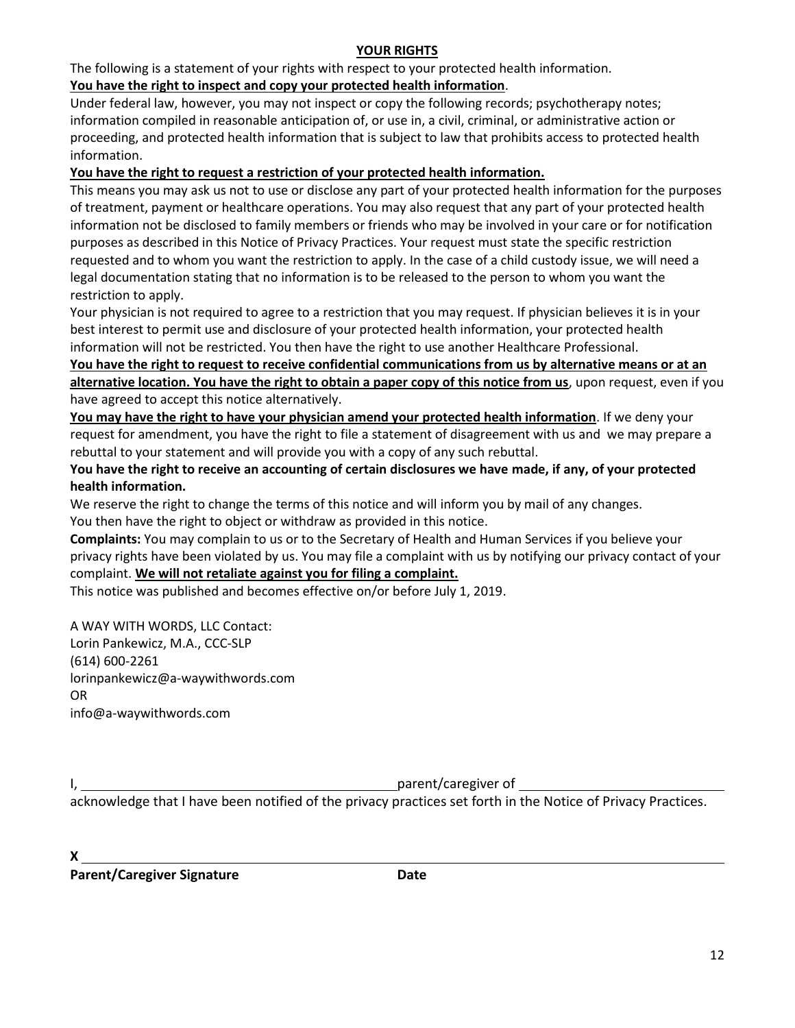**YOUR RIGHTS**

The following is a statement of your rights with respect to your protected health information.

**You have the right to inspect and copy your protected health information**.

Under federal law, however, you may not inspect or copy the following records; psychotherapy notes; information compiled in reasonable anticipation of, or use in, a civil, criminal, or administrative action or proceeding, and protected health information that is subject to law that prohibits access to protected health information.

**You have the right to request a restriction of your protected health information.**

This means you may ask us not to use or disclose any part of your protected health information for the purposes of treatment, payment or healthcare operations. You may also request that any part of your protected health information not be disclosed to family members or friends who may be involved in your care or for notification purposes as described in this Notice of Privacy Practices. Your request must state the specific restriction requested and to whom you want the restriction to apply. In the case of a child custody issue, we will need a legal documentation stating that no information is to be released to the person to whom you want the restriction to apply.

Your physician is not required to agree to a restriction that you may request. If physician believes it is in your best interest to permit use and disclosure of your protected health information, your protected health information will not be restricted. You then have the right to use another Healthcare Professional.

**You have the right to request to receive confidential communications from us by alternative means or at an alternative location. You have the right to obtain a paper copy of this notice from us**, upon request, even if you have agreed to accept this notice alternatively.

**You may have the right to have your physician amend your protected health information**. If we deny your request for amendment, you have the right to file a statement of disagreement with us and we may prepare a rebuttal to your statement and will provide you with a copy of any such rebuttal.

**You have the right to receive an accounting of certain disclosures we have made, if any, of your protected health information.**

We reserve the right to change the terms of this notice and will inform you by mail of any changes.
You then have the right to object or withdraw as provided in this notice.

**Complaints:** You may complain to us or to the Secretary of Health and Human Services if you believe your privacy rights have been violated by us. You may file a complaint with us by notifying our privacy contact of your complaint. **We will not retaliate against you for filing a complaint.**

This notice was published and becomes effective on/or before July 1, 2019.

A WAY WITH WORDS, LLC Contact:
Lorin Pankewicz, M.A., CCC-SLP
(614) 600-2261
lorinpankewicz@a-waywithwords.com
OR
info@a-waywithwords.com

I, ____________________________________ parent/caregiver of ______________________
acknowledge that I have been notified of the privacy practices set forth in the Notice of Privacy Practices.

**X** ______________________________________________________________

**Parent/Caregiver Signature** **Date**